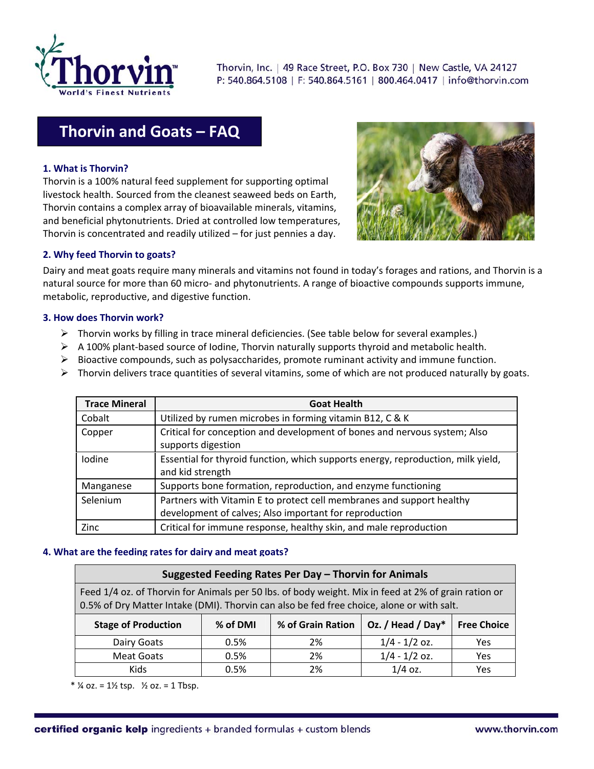Thorvin, Inc. | 49 Race Street, P.O. Box 730 | New Castle, VA 24127
P: 540.864.5108 | F: 540.864.5161 | 800.464.0417 | info@thorvin.com

# Thorvin and Goats – FAQ

### 1. What is Thorvin?

Thorvin is a 100% natural feed supplement for supporting optimal livestock health. Sourced from the cleanest seaweed beds on Earth, Thorvin contains a complex array of bioavailable minerals, vitamins, and beneficial phytonutrients. Dried at controlled low temperatures, Thorvin is concentrated and readily utilized – for just pennies a day.

### 2. Why feed Thorvin to goats?

Dairy and meat goats require many minerals and vitamins not found in today's forages and rations, and Thorvin is a natural source for more than 60 micro- and phytonutrients. A range of bioactive compounds supports immune, metabolic, reproductive, and digestive function.

### 3. How does Thorvin work?

- Thorvin works by filling in trace mineral deficiencies. (See table below for several examples.)
- A 100% plant-based source of Iodine, Thorvin naturally supports thyroid and metabolic health.
- Bioactive compounds, such as polysaccharides, promote ruminant activity and immune function.
- Thorvin delivers trace quantities of several vitamins, some of which are not produced naturally by goats.

| Trace Mineral | Goat Health |
|---|---|
| Cobalt | Utilized by rumen microbes in forming vitamin B12, C & K |
| Copper | Critical for conception and development of bones and nervous system; Also supports digestion |
| Iodine | Essential for thyroid function, which supports energy, reproduction, milk yield, and kid strength |
| Manganese | Supports bone formation, reproduction, and enzyme functioning |
| Selenium | Partners with Vitamin E to protect cell membranes and support healthy development of calves; Also important for reproduction |
| Zinc | Critical for immune response, healthy skin, and male reproduction |

### 4. What are the feeding rates for dairy and meat goats?

**Suggested Feeding Rates Per Day – Thorvin for Animals**

Feed 1/4 oz. of Thorvin for Animals per 50 lbs. of body weight. Mix in feed at 2% of grain ration or 0.5% of Dry Matter Intake (DMI). Thorvin can also be fed free choice, alone or with salt.

| Stage of Production | % of DMI | % of Grain Ration | Oz. / Head / Day* | Free Choice |
|---|---|---|---|---|
| Dairy Goats | 0.5% | 2% | 1/4 - 1/2 oz. | Yes |
| Meat Goats | 0.5% | 2% | 1/4 - 1/2 oz. | Yes |
| Kids | 0.5% | 2% | 1/4 oz. | Yes |

* ¼ oz. = 1½ tsp. ½ oz. = 1 Tbsp.

**certified organic kelp** ingredients + branded formulas + custom blends www.thorvin.com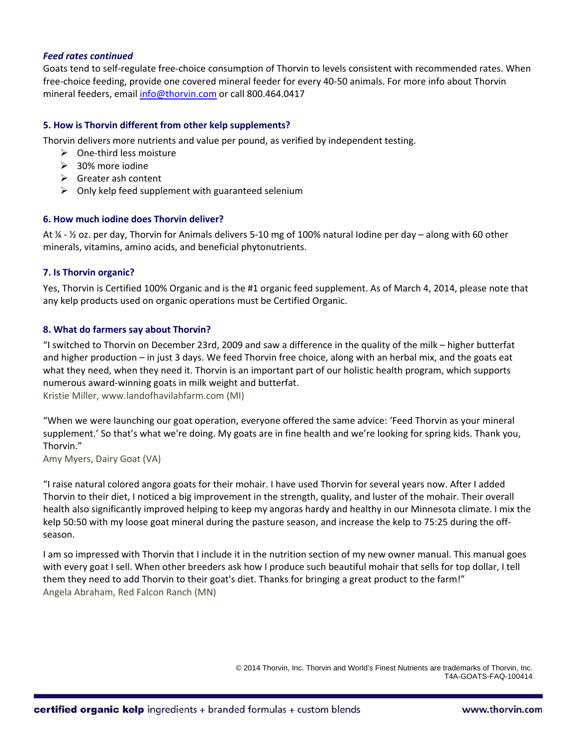***Feed rates continued***

Goats tend to self-regulate free-choice consumption of Thorvin to levels consistent with recommended rates. When free-choice feeding, provide one covered mineral feeder for every 40-50 animals. For more info about Thorvin mineral feeders, email info@thorvin.com or call 800.464.0417

### 5. How is Thorvin different from other kelp supplements?

Thorvin delivers more nutrients and value per pound, as verified by independent testing.

- One-third less moisture
- 30% more iodine
- Greater ash content
- Only kelp feed supplement with guaranteed selenium

### 6. How much iodine does Thorvin deliver?

At ¼ - ½ oz. per day, Thorvin for Animals delivers 5-10 mg of 100% natural Iodine per day – along with 60 other minerals, vitamins, amino acids, and beneficial phytonutrients.

### 7. Is Thorvin organic?

Yes, Thorvin is Certified 100% Organic and is the #1 organic feed supplement. As of March 4, 2014, please note that any kelp products used on organic operations must be Certified Organic.

### 8. What do farmers say about Thorvin?

"I switched to Thorvin on December 23rd, 2009 and saw a difference in the quality of the milk – higher butterfat and higher production – in just 3 days. We feed Thorvin free choice, along with an herbal mix, and the goats eat what they need, when they need it. Thorvin is an important part of our holistic health program, which supports numerous award-winning goats in milk weight and butterfat.
Kristie Miller, www.landofhavilahfarm.com (MI)

"When we were launching our goat operation, everyone offered the same advice: 'Feed Thorvin as your mineral supplement.' So that's what we're doing. My goats are in fine health and we're looking for spring kids. Thank you, Thorvin."
Amy Myers, Dairy Goat (VA)

"I raise natural colored angora goats for their mohair. I have used Thorvin for several years now. After I added Thorvin to their diet, I noticed a big improvement in the strength, quality, and luster of the mohair. Their overall health also significantly improved helping to keep my angoras hardy and healthy in our Minnesota climate. I mix the kelp 50:50 with my loose goat mineral during the pasture season, and increase the kelp to 75:25 during the off-season.

I am so impressed with Thorvin that I include it in the nutrition section of my new owner manual. This manual goes with every goat I sell. When other breeders ask how I produce such beautiful mohair that sells for top dollar, I tell them they need to add Thorvin to their goat's diet. Thanks for bringing a great product to the farm!"
Angela Abraham, Red Falcon Ranch (MN)

© 2014 Thorvin, Inc. Thorvin and World's Finest Nutrients are trademarks of Thorvin, Inc.
T4A-GOATS-FAQ-100414

**certified organic kelp** ingredients + branded formulas + custom blends www.thorvin.com